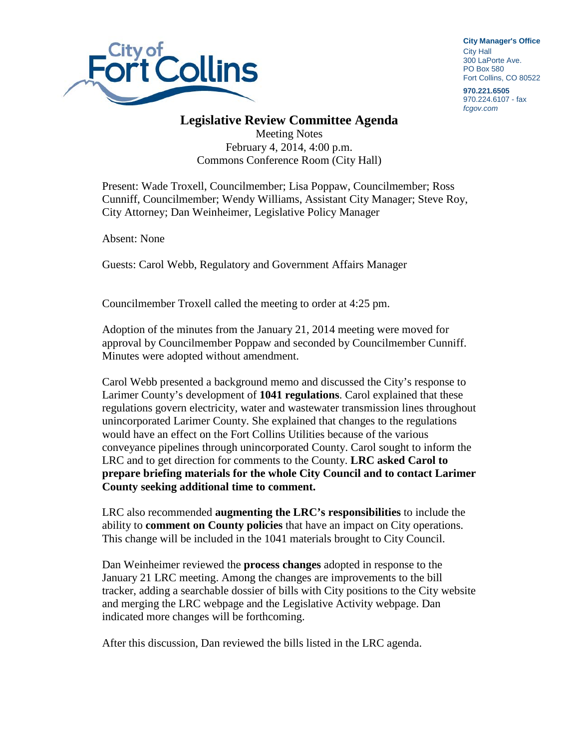City Manager's Office
City Hall
300 LaPorte Ave.
PO Box 580
Fort Collins, CO 80522

970.221.6505
970.224.6107 - fax
*fcgov.com*

# Legislative Review Committee Agenda

Meeting Notes
February 4, 2014, 4:00 p.m.
Commons Conference Room (City Hall)

Present: Wade Troxell, Councilmember; Lisa Poppaw, Councilmember; Ross Cunniff, Councilmember; Wendy Williams, Assistant City Manager; Steve Roy, City Attorney; Dan Weinheimer, Legislative Policy Manager

Absent: None

Guests: Carol Webb, Regulatory and Government Affairs Manager

Councilmember Troxell called the meeting to order at 4:25 pm.

Adoption of the minutes from the January 21, 2014 meeting were moved for approval by Councilmember Poppaw and seconded by Councilmember Cunniff. Minutes were adopted without amendment.

Carol Webb presented a background memo and discussed the City's response to Larimer County's development of **1041 regulations**. Carol explained that these regulations govern electricity, water and wastewater transmission lines throughout unincorporated Larimer County. She explained that changes to the regulations would have an effect on the Fort Collins Utilities because of the various conveyance pipelines through unincorporated County. Carol sought to inform the LRC and to get direction for comments to the County. **LRC asked Carol to prepare briefing materials for the whole City Council and to contact Larimer County seeking additional time to comment.**

LRC also recommended **augmenting the LRC's responsibilities** to include the ability to **comment on County policies** that have an impact on City operations. This change will be included in the 1041 materials brought to City Council.

Dan Weinheimer reviewed the **process changes** adopted in response to the January 21 LRC meeting. Among the changes are improvements to the bill tracker, adding a searchable dossier of bills with City positions to the City website and merging the LRC webpage and the Legislative Activity webpage. Dan indicated more changes will be forthcoming.

After this discussion, Dan reviewed the bills listed in the LRC agenda.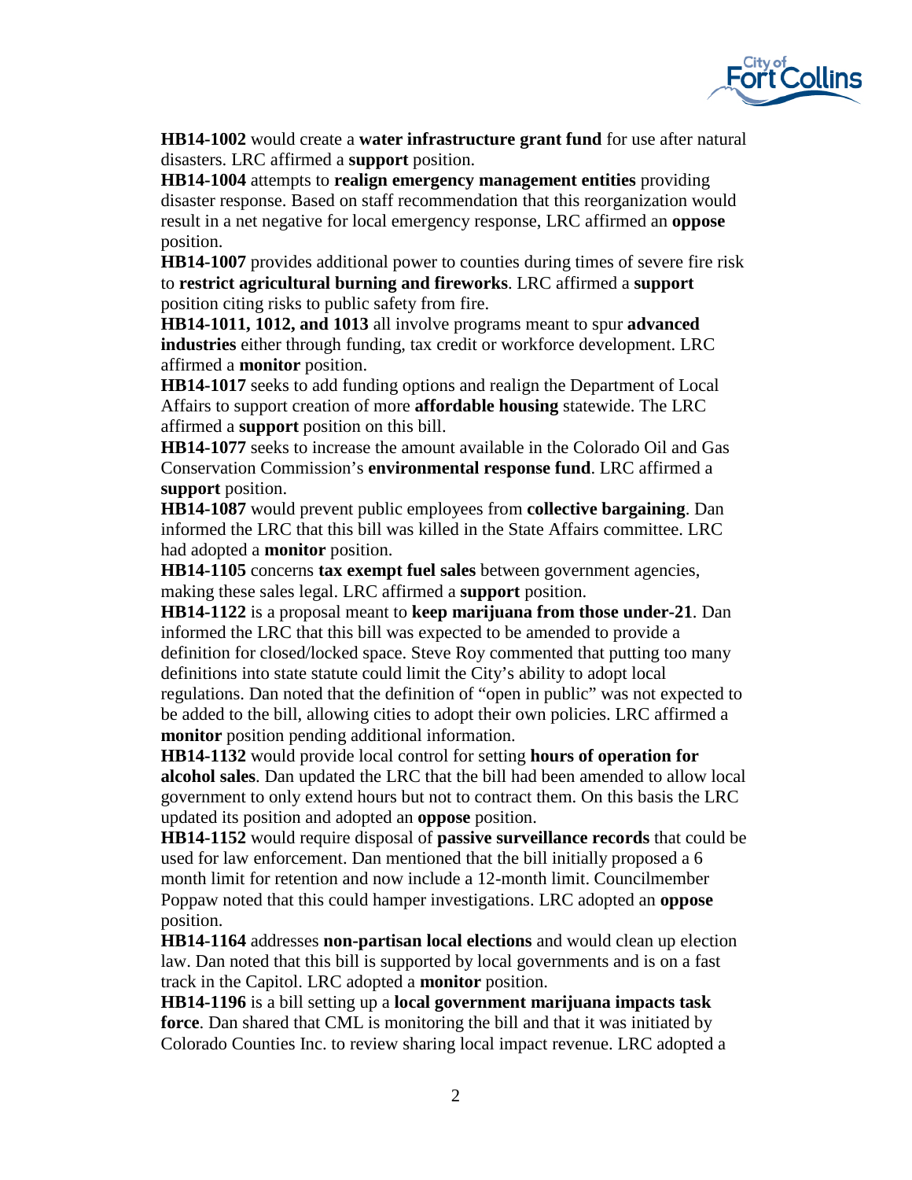**HB14-1002** would create a **water infrastructure grant fund** for use after natural disasters. LRC affirmed a **support** position.

**HB14-1004** attempts to **realign emergency management entities** providing disaster response. Based on staff recommendation that this reorganization would result in a net negative for local emergency response, LRC affirmed an **oppose** position.

**HB14-1007** provides additional power to counties during times of severe fire risk to **restrict agricultural burning and fireworks**. LRC affirmed a **support** position citing risks to public safety from fire.

**HB14-1011, 1012, and 1013** all involve programs meant to spur **advanced industries** either through funding, tax credit or workforce development. LRC affirmed a **monitor** position.

**HB14-1017** seeks to add funding options and realign the Department of Local Affairs to support creation of more **affordable housing** statewide. The LRC affirmed a **support** position on this bill.

**HB14-1077** seeks to increase the amount available in the Colorado Oil and Gas Conservation Commission's **environmental response fund**. LRC affirmed a **support** position.

**HB14-1087** would prevent public employees from **collective bargaining**. Dan informed the LRC that this bill was killed in the State Affairs committee. LRC had adopted a **monitor** position.

**HB14-1105** concerns **tax exempt fuel sales** between government agencies, making these sales legal. LRC affirmed a **support** position.

**HB14-1122** is a proposal meant to **keep marijuana from those under-21**. Dan informed the LRC that this bill was expected to be amended to provide a definition for closed/locked space. Steve Roy commented that putting too many definitions into state statute could limit the City's ability to adopt local regulations. Dan noted that the definition of "open in public" was not expected to be added to the bill, allowing cities to adopt their own policies. LRC affirmed a **monitor** position pending additional information.

**HB14-1132** would provide local control for setting **hours of operation for alcohol sales**. Dan updated the LRC that the bill had been amended to allow local government to only extend hours but not to contract them. On this basis the LRC updated its position and adopted an **oppose** position.

**HB14-1152** would require disposal of **passive surveillance records** that could be used for law enforcement. Dan mentioned that the bill initially proposed a 6 month limit for retention and now include a 12-month limit. Councilmember Poppaw noted that this could hamper investigations. LRC adopted an **oppose** position.

**HB14-1164** addresses **non-partisan local elections** and would clean up election law. Dan noted that this bill is supported by local governments and is on a fast track in the Capitol. LRC adopted a **monitor** position.

**HB14-1196** is a bill setting up a **local government marijuana impacts task force**. Dan shared that CML is monitoring the bill and that it was initiated by Colorado Counties Inc. to review sharing local impact revenue. LRC adopted a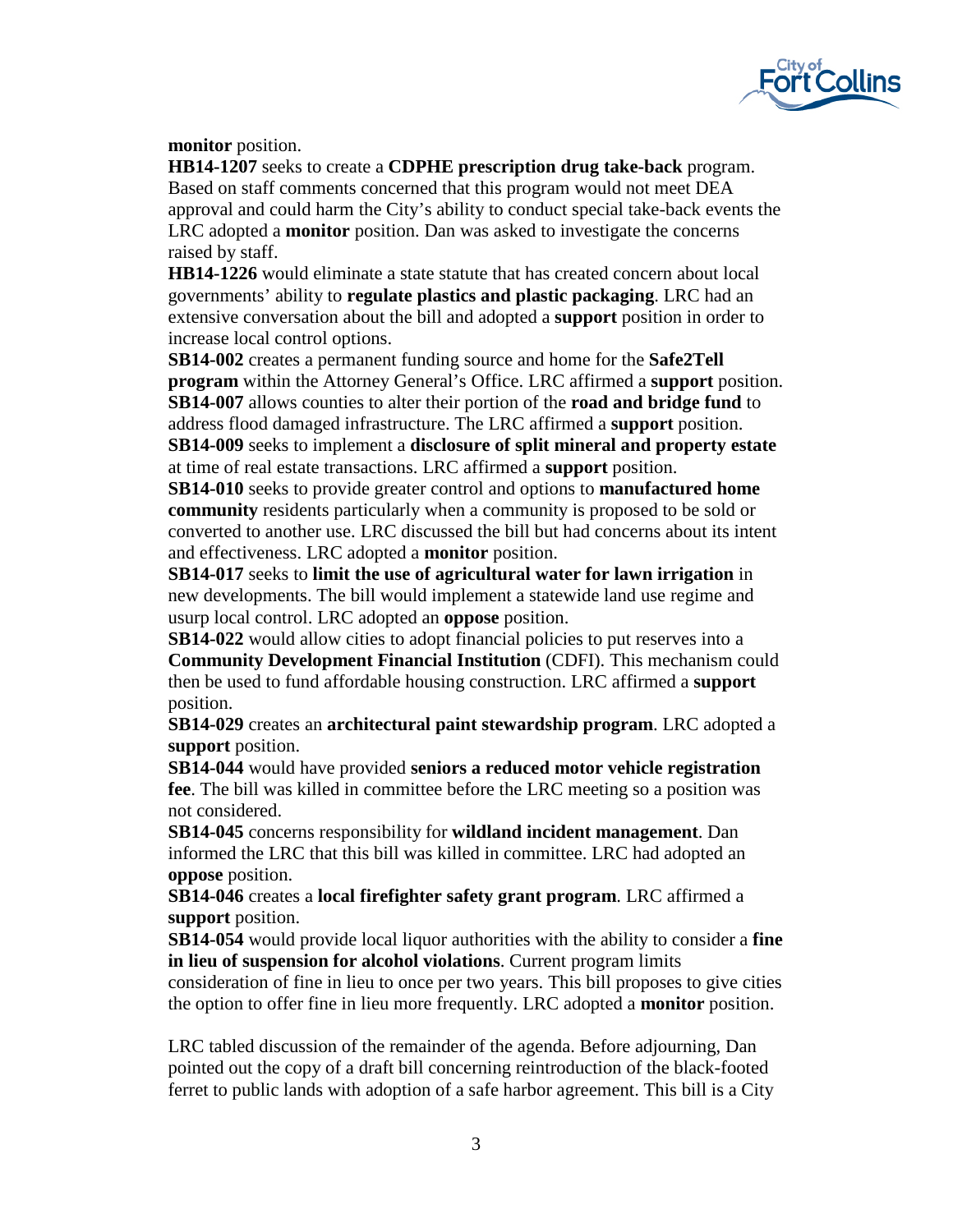**monitor** position.

**HB14-1207** seeks to create a **CDPHE prescription drug take-back** program. Based on staff comments concerned that this program would not meet DEA approval and could harm the City's ability to conduct special take-back events the LRC adopted a **monitor** position. Dan was asked to investigate the concerns raised by staff.

**HB14-1226** would eliminate a state statute that has created concern about local governments' ability to **regulate plastics and plastic packaging**. LRC had an extensive conversation about the bill and adopted a **support** position in order to increase local control options.

**SB14-002** creates a permanent funding source and home for the **Safe2Tell program** within the Attorney General's Office. LRC affirmed a **support** position.

**SB14-007** allows counties to alter their portion of the **road and bridge fund** to address flood damaged infrastructure. The LRC affirmed a **support** position.

**SB14-009** seeks to implement a **disclosure of split mineral and property estate** at time of real estate transactions. LRC affirmed a **support** position.

**SB14-010** seeks to provide greater control and options to **manufactured home community** residents particularly when a community is proposed to be sold or converted to another use. LRC discussed the bill but had concerns about its intent and effectiveness. LRC adopted a **monitor** position.

**SB14-017** seeks to **limit the use of agricultural water for lawn irrigation** in new developments. The bill would implement a statewide land use regime and usurp local control. LRC adopted an **oppose** position.

**SB14-022** would allow cities to adopt financial policies to put reserves into a **Community Development Financial Institution** (CDFI). This mechanism could then be used to fund affordable housing construction. LRC affirmed a **support** position.

**SB14-029** creates an **architectural paint stewardship program**. LRC adopted a **support** position.

**SB14-044** would have provided **seniors a reduced motor vehicle registration fee**. The bill was killed in committee before the LRC meeting so a position was not considered.

**SB14-045** concerns responsibility for **wildland incident management**. Dan informed the LRC that this bill was killed in committee. LRC had adopted an **oppose** position.

**SB14-046** creates a **local firefighter safety grant program**. LRC affirmed a **support** position.

**SB14-054** would provide local liquor authorities with the ability to consider a **fine in lieu of suspension for alcohol violations**. Current program limits consideration of fine in lieu to once per two years. This bill proposes to give cities the option to offer fine in lieu more frequently. LRC adopted a **monitor** position.

LRC tabled discussion of the remainder of the agenda. Before adjourning, Dan pointed out the copy of a draft bill concerning reintroduction of the black-footed ferret to public lands with adoption of a safe harbor agreement. This bill is a City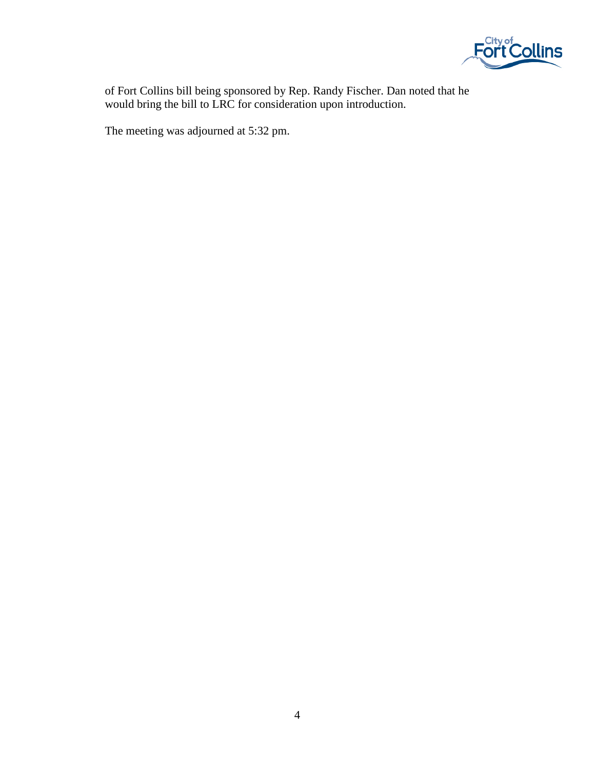of Fort Collins bill being sponsored by Rep. Randy Fischer. Dan noted that he would bring the bill to LRC for consideration upon introduction.

The meeting was adjourned at 5:32 pm.